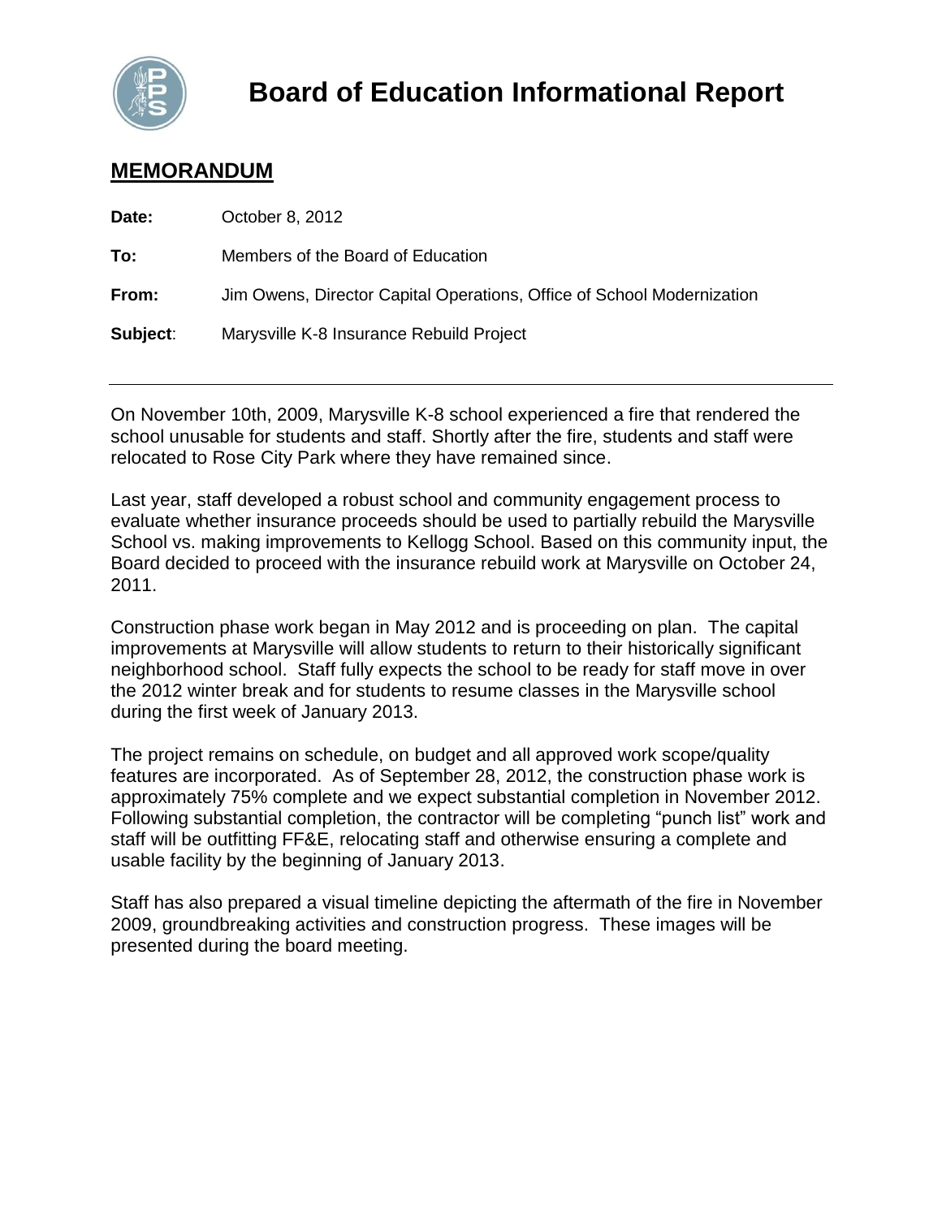# Board of Education Informational Report

## MEMORANDUM

**Date:** October 8, 2012

**To:** Members of the Board of Education

**From:** Jim Owens, Director Capital Operations, Office of School Modernization

**Subject**: Marysville K-8 Insurance Rebuild Project

---

On November 10th, 2009, Marysville K-8 school experienced a fire that rendered the school unusable for students and staff. Shortly after the fire, students and staff were relocated to Rose City Park where they have remained since.

Last year, staff developed a robust school and community engagement process to evaluate whether insurance proceeds should be used to partially rebuild the Marysville School vs. making improvements to Kellogg School. Based on this community input, the Board decided to proceed with the insurance rebuild work at Marysville on October 24, 2011.

Construction phase work began in May 2012 and is proceeding on plan. The capital improvements at Marysville will allow students to return to their historically significant neighborhood school. Staff fully expects the school to be ready for staff move in over the 2012 winter break and for students to resume classes in the Marysville school during the first week of January 2013.

The project remains on schedule, on budget and all approved work scope/quality features are incorporated. As of September 28, 2012, the construction phase work is approximately 75% complete and we expect substantial completion in November 2012. Following substantial completion, the contractor will be completing "punch list" work and staff will be outfitting FF&E, relocating staff and otherwise ensuring a complete and usable facility by the beginning of January 2013.

Staff has also prepared a visual timeline depicting the aftermath of the fire in November 2009, groundbreaking activities and construction progress. These images will be presented during the board meeting.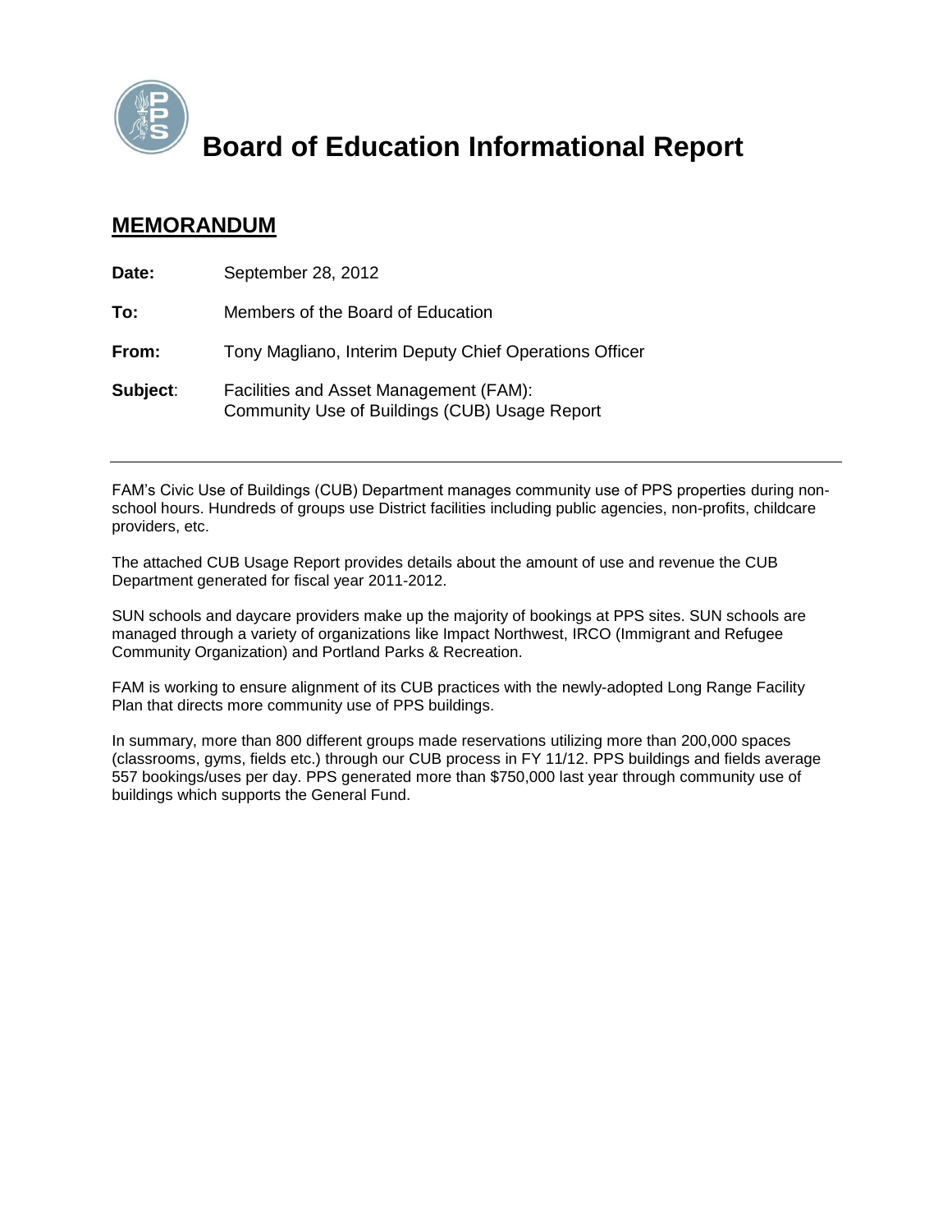# Board of Education Informational Report

## MEMORANDUM

**Date:** September 28, 2012

**To:** Members of the Board of Education

**From:** Tony Magliano, Interim Deputy Chief Operations Officer

**Subject**: Facilities and Asset Management (FAM): Community Use of Buildings (CUB) Usage Report

---

FAM's Civic Use of Buildings (CUB) Department manages community use of PPS properties during non-school hours. Hundreds of groups use District facilities including public agencies, non-profits, childcare providers, etc.

The attached CUB Usage Report provides details about the amount of use and revenue the CUB Department generated for fiscal year 2011-2012.

SUN schools and daycare providers make up the majority of bookings at PPS sites. SUN schools are managed through a variety of organizations like Impact Northwest, IRCO (Immigrant and Refugee Community Organization) and Portland Parks & Recreation.

FAM is working to ensure alignment of its CUB practices with the newly-adopted Long Range Facility Plan that directs more community use of PPS buildings.

In summary, more than 800 different groups made reservations utilizing more than 200,000 spaces (classrooms, gyms, fields etc.) through our CUB process in FY 11/12. PPS buildings and fields average 557 bookings/uses per day. PPS generated more than $750,000 last year through community use of buildings which supports the General Fund.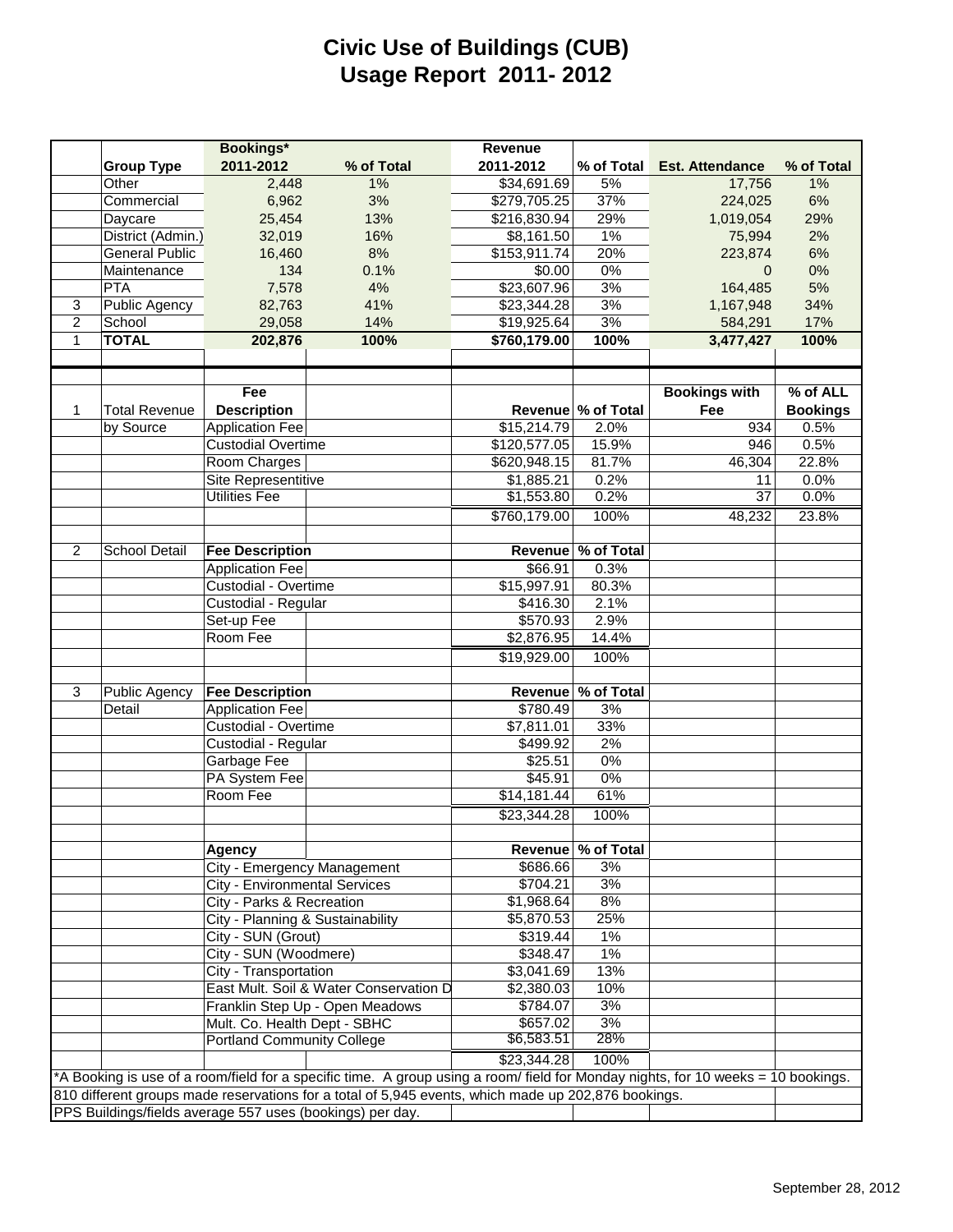# Civic Use of Buildings (CUB)
# Usage Report 2011- 2012

| | Group Type | Bookings* 2011-2012 | % of Total | Revenue 2011-2012 | % of Total | Est. Attendance | % of Total |
|---|---|---|---|---|---|---|---|
| | Other | 2,448 | 1% | $34,691.69 | 5% | 17,756 | 1% |
| | Commercial | 6,962 | 3% | $279,705.25 | 37% | 224,025 | 6% |
| | Daycare | 25,454 | 13% | $216,830.94 | 29% | 1,019,054 | 29% |
| | District (Admin.) | 32,019 | 16% | $8,161.50 | 1% | 75,994 | 2% |
| | General Public | 16,460 | 8% | $153,911.74 | 20% | 223,874 | 6% |
| | Maintenance | 134 | 0.1% | $0.00 | 0% | 0 | 0% |
| | PTA | 7,578 | 4% | $23,607.96 | 3% | 164,485 | 5% |
| 3 | Public Agency | 82,763 | 41% | $23,344.28 | 3% | 1,167,948 | 34% |
| 2 | School | 29,058 | 14% | $19,925.64 | 3% | 584,291 | 17% |
| 1 | **TOTAL** | **202,876** | **100%** | **$760,179.00** | **100%** | **3,477,427** | **100%** |

| | | Fee Description | Revenue | % of Total | Bookings with Fee | % of ALL Bookings |
|---|---|---|---|---|---|---|
| 1 | Total Revenue by Source | Application Fee | $15,214.79 | 2.0% | 934 | 0.5% |
| | | Custodial Overtime | $120,577.05 | 15.9% | 946 | 0.5% |
| | | Room Charges | $620,948.15 | 81.7% | 46,304 | 22.8% |
| | | Site Representitive | $1,885.21 | 0.2% | 11 | 0.0% |
| | | Utilities Fee | $1,553.80 | 0.2% | 37 | 0.0% |
| | | | $760,179.00 | 100% | 48,232 | 23.8% |

| | | Fee Description | Revenue | % of Total |
|---|---|---|---|---|
| 2 | School Detail | Application Fee | $66.91 | 0.3% |
| | | Custodial - Overtime | $15,997.91 | 80.3% |
| | | Custodial - Regular | $416.30 | 2.1% |
| | | Set-up Fee | $570.93 | 2.9% |
| | | Room Fee | $2,876.95 | 14.4% |
| | | | $19,929.00 | 100% |

| | | Fee Description | Revenue | % of Total |
|---|---|---|---|---|
| 3 | Public Agency Detail | Application Fee | $780.49 | 3% |
| | | Custodial - Overtime | $7,811.01 | 33% |
| | | Custodial - Regular | $499.92 | 2% |
| | | Garbage Fee | $25.51 | 0% |
| | | PA System Fee | $45.91 | 0% |
| | | Room Fee | $14,181.44 | 61% |
| | | | $23,344.28 | 100% |

| Agency | Revenue | % of Total |
|---|---|---|
| City - Emergency Management | $686.66 | 3% |
| City - Environmental Services | $704.21 | 3% |
| City - Parks & Recreation | $1,968.64 | 8% |
| City - Planning & Sustainability | $5,870.53 | 25% |
| City - SUN (Grout) | $319.44 | 1% |
| City - SUN (Woodmere) | $348.47 | 1% |
| City - Transportation | $3,041.69 | 13% |
| East Mult. Soil & Water Conservation D | $2,380.03 | 10% |
| Franklin Step Up - Open Meadows | $784.07 | 3% |
| Mult. Co. Health Dept - SBHC | $657.02 | 3% |
| Portland Community College | $6,583.51 | 28% |
| | $23,344.28 | 100% |

*A Booking is use of a room/field for a specific time. A group using a room/ field for Monday nights, for 10 weeks = 10 bookings.

810 different groups made reservations for a total of 5,945 events, which made up 202,876 bookings.

PPS Buildings/fields average 557 uses (bookings) per day.

September 28, 2012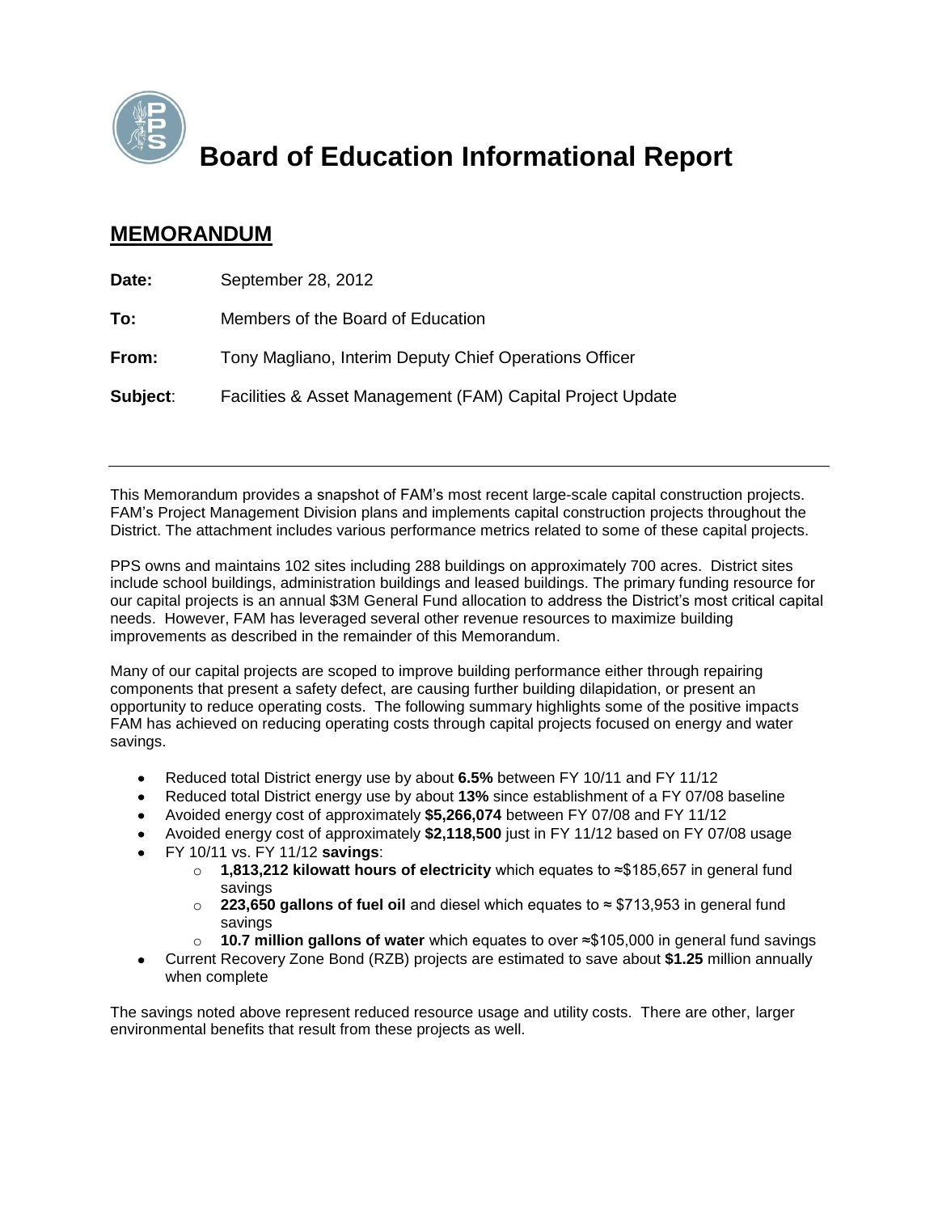# Board of Education Informational Report

## MEMORANDUM

**Date:** September 28, 2012

**To:** Members of the Board of Education

**From:** Tony Magliano, Interim Deputy Chief Operations Officer

**Subject**: Facilities & Asset Management (FAM) Capital Project Update

---

This Memorandum provides a snapshot of FAM's most recent large-scale capital construction projects. FAM's Project Management Division plans and implements capital construction projects throughout the District. The attachment includes various performance metrics related to some of these capital projects.

PPS owns and maintains 102 sites including 288 buildings on approximately 700 acres. District sites include school buildings, administration buildings and leased buildings. The primary funding resource for our capital projects is an annual $3M General Fund allocation to address the District's most critical capital needs. However, FAM has leveraged several other revenue resources to maximize building improvements as described in the remainder of this Memorandum.

Many of our capital projects are scoped to improve building performance either through repairing components that present a safety defect, are causing further building dilapidation, or present an opportunity to reduce operating costs. The following summary highlights some of the positive impacts FAM has achieved on reducing operating costs through capital projects focused on energy and water savings.

- Reduced total District energy use by about **6.5%** between FY 10/11 and FY 11/12
- Reduced total District energy use by about **13%** since establishment of a FY 07/08 baseline
- Avoided energy cost of approximately **$5,266,074** between FY 07/08 and FY 11/12
- Avoided energy cost of approximately **$2,118,500** just in FY 11/12 based on FY 07/08 usage
- FY 10/11 vs. FY 11/12 **savings**:
  - **1,813,212 kilowatt hours of electricity** which equates to ≈$185,657 in general fund savings
  - **223,650 gallons of fuel oil** and diesel which equates to ≈ $713,953 in general fund savings
  - **10.7 million gallons of water** which equates to over ≈$105,000 in general fund savings
- Current Recovery Zone Bond (RZB) projects are estimated to save about **$1.25** million annually when complete

The savings noted above represent reduced resource usage and utility costs. There are other, larger environmental benefits that result from these projects as well.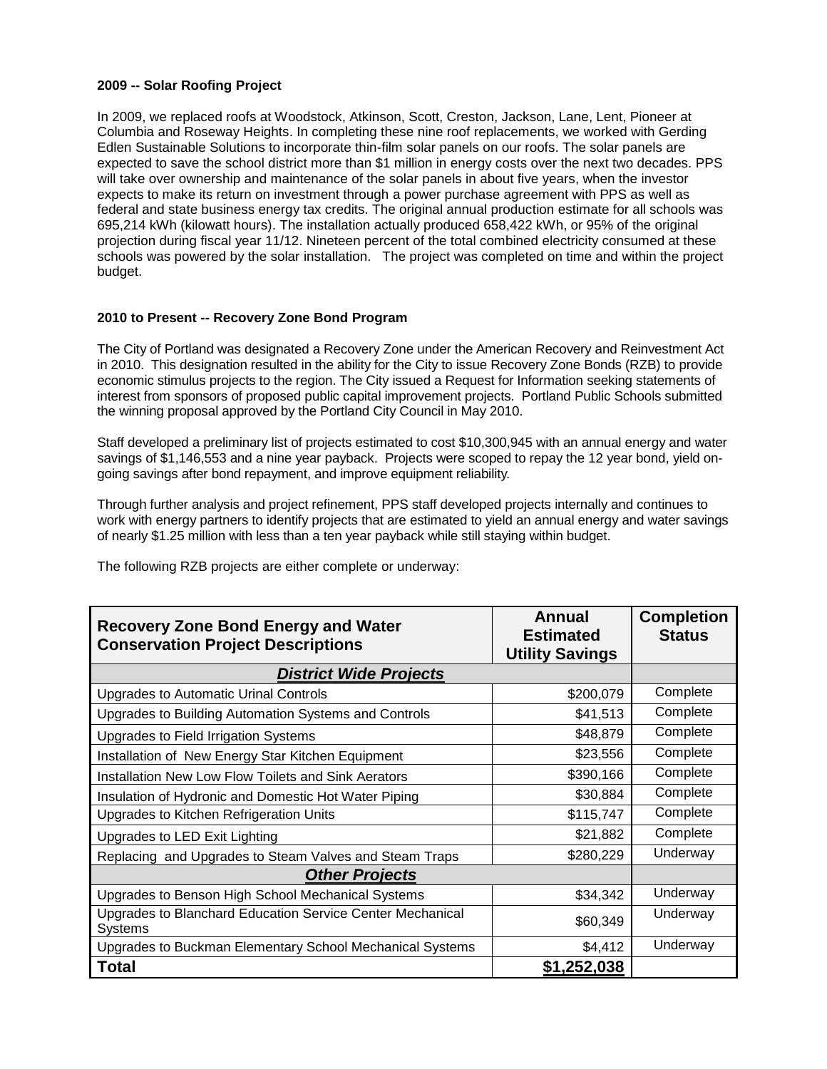**2009 -- Solar Roofing Project**

In 2009, we replaced roofs at Woodstock, Atkinson, Scott, Creston, Jackson, Lane, Lent, Pioneer at Columbia and Roseway Heights. In completing these nine roof replacements, we worked with Gerding Edlen Sustainable Solutions to incorporate thin-film solar panels on our roofs. The solar panels are expected to save the school district more than $1 million in energy costs over the next two decades. PPS will take over ownership and maintenance of the solar panels in about five years, when the investor expects to make its return on investment through a power purchase agreement with PPS as well as federal and state business energy tax credits. The original annual production estimate for all schools was 695,214 kWh (kilowatt hours). The installation actually produced 658,422 kWh, or 95% of the original projection during fiscal year 11/12. Nineteen percent of the total combined electricity consumed at these schools was powered by the solar installation. The project was completed on time and within the project budget.

**2010 to Present -- Recovery Zone Bond Program**

The City of Portland was designated a Recovery Zone under the American Recovery and Reinvestment Act in 2010. This designation resulted in the ability for the City to issue Recovery Zone Bonds (RZB) to provide economic stimulus projects to the region. The City issued a Request for Information seeking statements of interest from sponsors of proposed public capital improvement projects. Portland Public Schools submitted the winning proposal approved by the Portland City Council in May 2010.

Staff developed a preliminary list of projects estimated to cost $10,300,945 with an annual energy and water savings of $1,146,553 and a nine year payback. Projects were scoped to repay the 12 year bond, yield on-going savings after bond repayment, and improve equipment reliability.

Through further analysis and project refinement, PPS staff developed projects internally and continues to work with energy partners to identify projects that are estimated to yield an annual energy and water savings of nearly $1.25 million with less than a ten year payback while still staying within budget.

The following RZB projects are either complete or underway:

| Recovery Zone Bond Energy and Water Conservation Project Descriptions | Annual Estimated Utility Savings | Completion Status |
|---|---|---|
| ***District Wide Projects*** | | |
| Upgrades to Automatic Urinal Controls | $200,079 | Complete |
| Upgrades to Building Automation Systems and Controls | $41,513 | Complete |
| Upgrades to Field Irrigation Systems | $48,879 | Complete |
| Installation of New Energy Star Kitchen Equipment | $23,556 | Complete |
| Installation New Low Flow Toilets and Sink Aerators | $390,166 | Complete |
| Insulation of Hydronic and Domestic Hot Water Piping | $30,884 | Complete |
| Upgrades to Kitchen Refrigeration Units | $115,747 | Complete |
| Upgrades to LED Exit Lighting | $21,882 | Complete |
| Replacing and Upgrades to Steam Valves and Steam Traps | $280,229 | Underway |
| ***Other Projects*** | | |
| Upgrades to Benson High School Mechanical Systems | $34,342 | Underway |
| Upgrades to Blanchard Education Service Center Mechanical Systems | $60,349 | Underway |
| Upgrades to Buckman Elementary School Mechanical Systems | $4,412 | Underway |
| **Total** | **$1,252,038** | |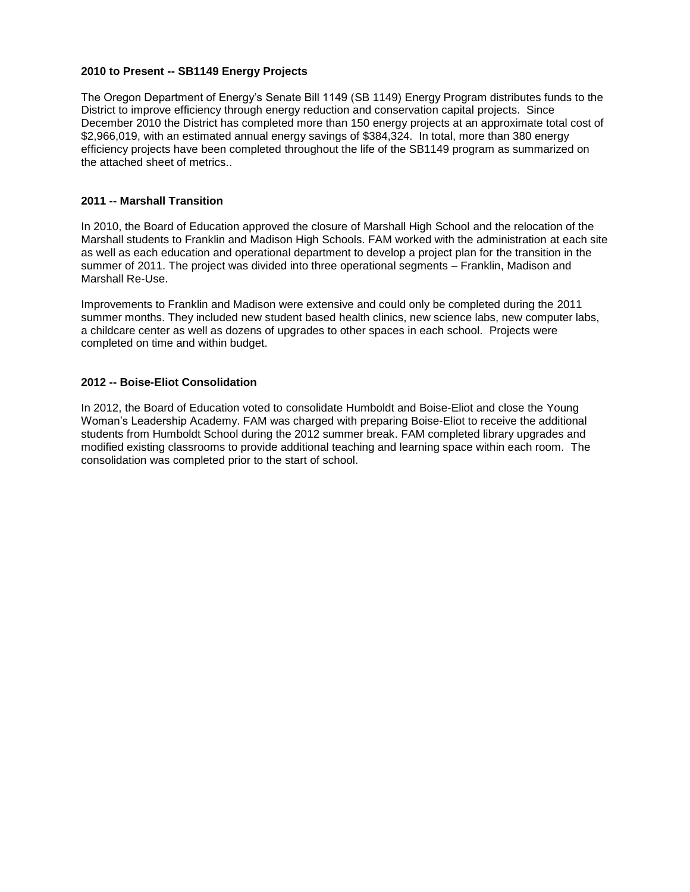**2010 to Present -- SB1149 Energy Projects**

The Oregon Department of Energy's Senate Bill 1149 (SB 1149) Energy Program distributes funds to the District to improve efficiency through energy reduction and conservation capital projects. Since December 2010 the District has completed more than 150 energy projects at an approximate total cost of $2,966,019, with an estimated annual energy savings of $384,324. In total, more than 380 energy efficiency projects have been completed throughout the life of the SB1149 program as summarized on the attached sheet of metrics..

**2011 -- Marshall Transition**

In 2010, the Board of Education approved the closure of Marshall High School and the relocation of the Marshall students to Franklin and Madison High Schools. FAM worked with the administration at each site as well as each education and operational department to develop a project plan for the transition in the summer of 2011. The project was divided into three operational segments – Franklin, Madison and Marshall Re-Use.

Improvements to Franklin and Madison were extensive and could only be completed during the 2011 summer months. They included new student based health clinics, new science labs, new computer labs, a childcare center as well as dozens of upgrades to other spaces in each school. Projects were completed on time and within budget.

**2012 -- Boise-Eliot Consolidation**

In 2012, the Board of Education voted to consolidate Humboldt and Boise-Eliot and close the Young Woman's Leadership Academy. FAM was charged with preparing Boise-Eliot to receive the additional students from Humboldt School during the 2012 summer break. FAM completed library upgrades and modified existing classrooms to provide additional teaching and learning space within each room. The consolidation was completed prior to the start of school.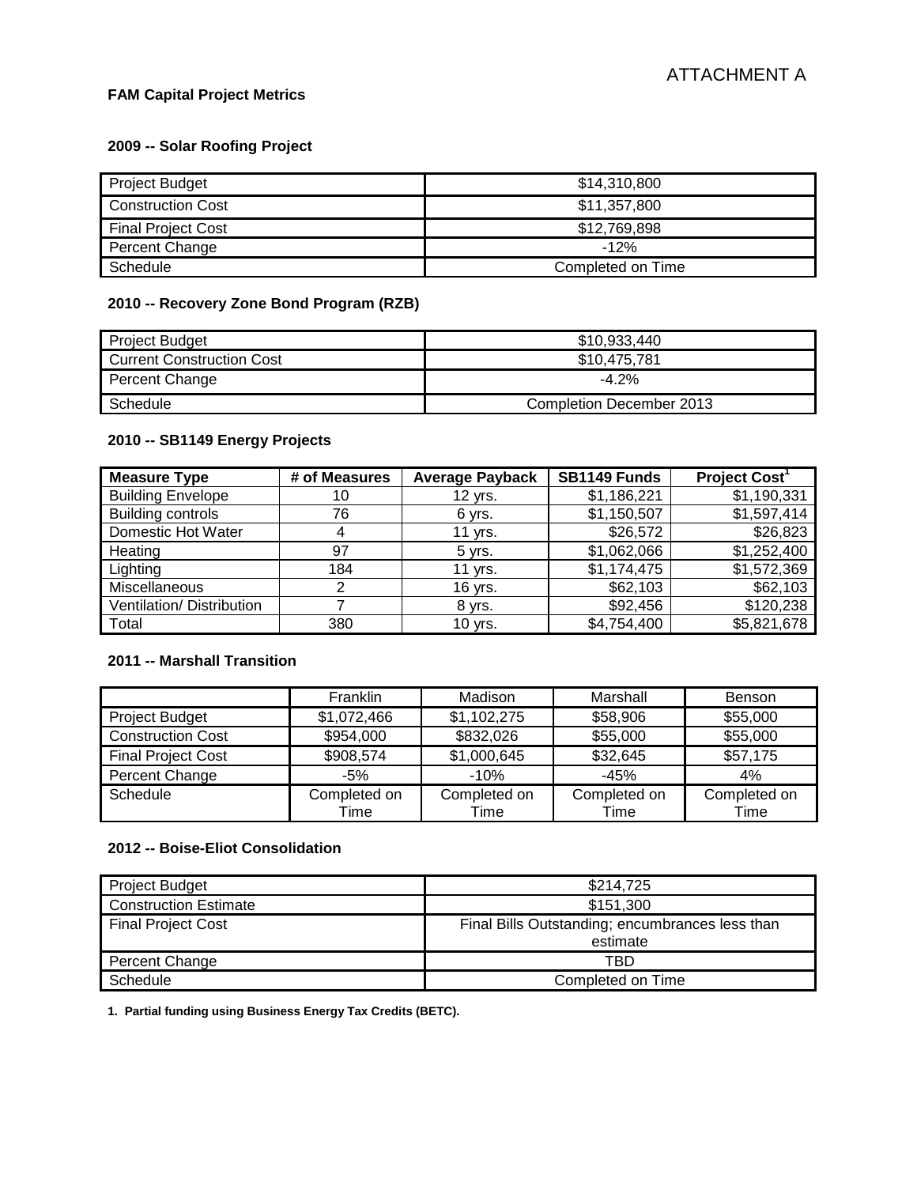ATTACHMENT A

**FAM Capital Project Metrics**

**2009 -- Solar Roofing Project**

| | |
|---|---|
| Project Budget | $14,310,800 |
| Construction Cost | $11,357,800 |
| Final Project Cost | $12,769,898 |
| Percent Change | -12% |
| Schedule | Completed on Time |

**2010 -- Recovery Zone Bond Program (RZB)**

| | |
|---|---|
| Project Budget | $10,933,440 |
| Current Construction Cost | $10,475,781 |
| Percent Change | -4.2% |
| Schedule | Completion December 2013 |

**2010 -- SB1149 Energy Projects**

| Measure Type | # of Measures | Average Payback | SB1149 Funds | Project Cost[1] |
|---|---|---|---|---|
| Building Envelope | 10 | 12 yrs. | $1,186,221 | $1,190,331 |
| Building controls | 76 | 6 yrs. | $1,150,507 | $1,597,414 |
| Domestic Hot Water | 4 | 11 yrs. | $26,572 | $26,823 |
| Heating | 97 | 5 yrs. | $1,062,066 | $1,252,400 |
| Lighting | 184 | 11 yrs. | $1,174,475 | $1,572,369 |
| Miscellaneous | 2 | 16 yrs. | $62,103 | $62,103 |
| Ventilation/ Distribution | 7 | 8 yrs. | $92,456 | $120,238 |
| Total | 380 | 10 yrs. | $4,754,400 | $5,821,678 |

**2011 -- Marshall Transition**

| | Franklin | Madison | Marshall | Benson |
|---|---|---|---|---|
| Project Budget | $1,072,466 | $1,102,275 | $58,906 | $55,000 |
| Construction Cost | $954,000 | $832,026 | $55,000 | $55,000 |
| Final Project Cost | $908,574 | $1,000,645 | $32,645 | $57,175 |
| Percent Change | -5% | -10% | -45% | 4% |
| Schedule | Completed on Time | Completed on Time | Completed on Time | Completed on Time |

**2012 -- Boise-Eliot Consolidation**

| | |
|---|---|
| Project Budget | $214,725 |
| Construction Estimate | $151,300 |
| Final Project Cost | Final Bills Outstanding; encumbrances less than estimate |
| Percent Change | TBD |
| Schedule | Completed on Time |

**1. Partial funding using Business Energy Tax Credits (BETC).**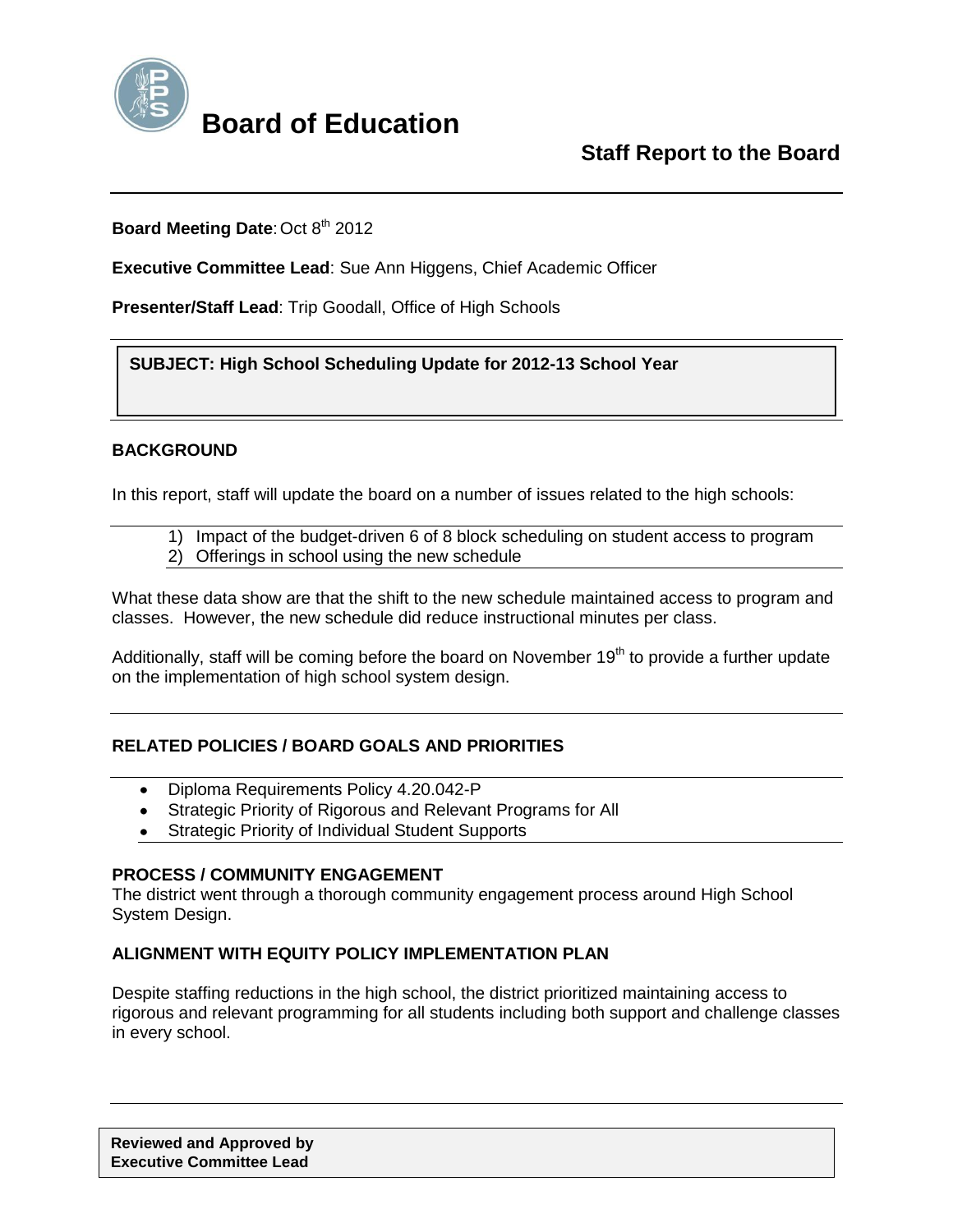# Board of Education

## Staff Report to the Board

**Board Meeting Date**: Oct 8th 2012

**Executive Committee Lead**: Sue Ann Higgens, Chief Academic Officer

**Presenter/Staff Lead**: Trip Goodall, Office of High Schools

**SUBJECT: High School Scheduling Update for 2012-13 School Year**

### BACKGROUND

In this report, staff will update the board on a number of issues related to the high schools:

1) Impact of the budget-driven 6 of 8 block scheduling on student access to program
2) Offerings in school using the new schedule

What these data show are that the shift to the new schedule maintained access to program and classes. However, the new schedule did reduce instructional minutes per class.

Additionally, staff will be coming before the board on November 19th to provide a further update on the implementation of high school system design.

### RELATED POLICIES / BOARD GOALS AND PRIORITIES

- Diploma Requirements Policy 4.20.042-P
- Strategic Priority of Rigorous and Relevant Programs for All
- Strategic Priority of Individual Student Supports

### PROCESS / COMMUNITY ENGAGEMENT

The district went through a thorough community engagement process around High School System Design.

### ALIGNMENT WITH EQUITY POLICY IMPLEMENTATION PLAN

Despite staffing reductions in the high school, the district prioritized maintaining access to rigorous and relevant programming for all students including both support and challenge classes in every school.

**Reviewed and Approved by Executive Committee Lead**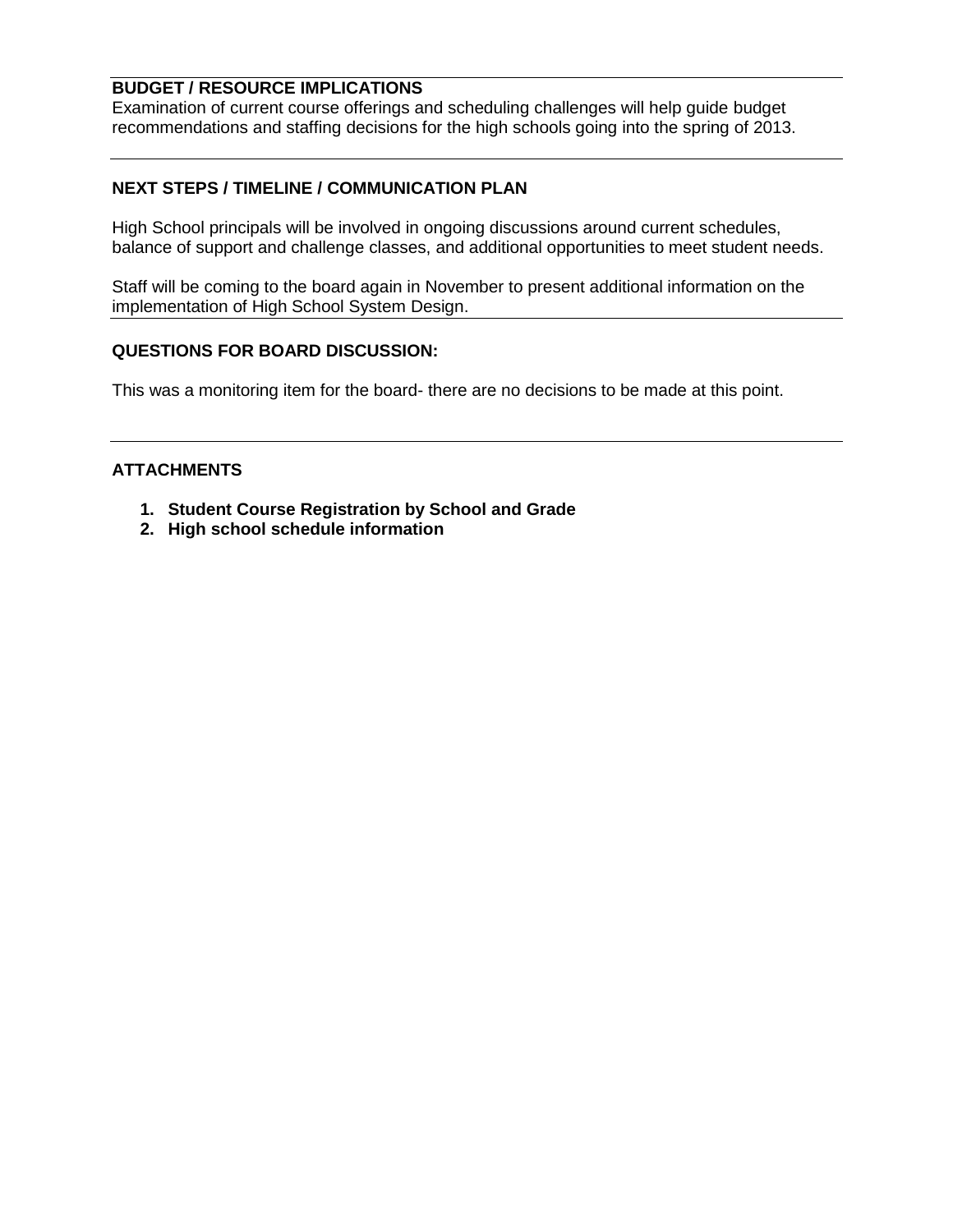## BUDGET / RESOURCE IMPLICATIONS

Examination of current course offerings and scheduling challenges will help guide budget recommendations and staffing decisions for the high schools going into the spring of 2013.

## NEXT STEPS / TIMELINE / COMMUNICATION PLAN

High School principals will be involved in ongoing discussions around current schedules, balance of support and challenge classes, and additional opportunities to meet student needs.

Staff will be coming to the board again in November to present additional information on the implementation of High School System Design.

## QUESTIONS FOR BOARD DISCUSSION:

This was a monitoring item for the board- there are no decisions to be made at this point.

## ATTACHMENTS

1. **Student Course Registration by School and Grade**
2. **High school schedule information**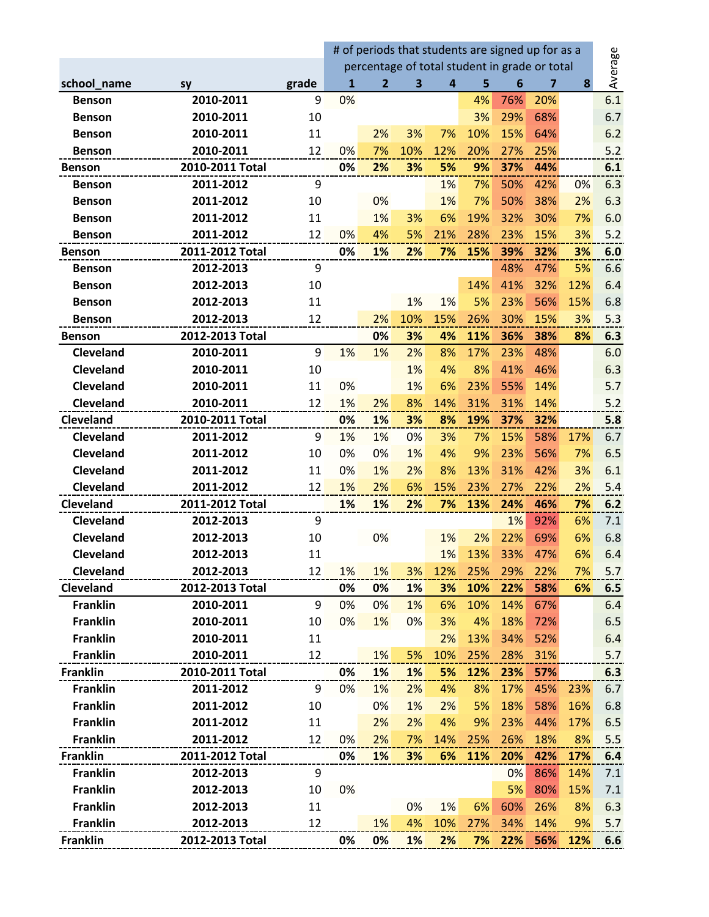| school_name | sy | grade | # of periods that students are signed up for as a percentage of total student in grade or total | | | | | | | | Average |
|---|---|---|---|---|---|---|---|---|---|---|---|
| | | | 1 | 2 | 3 | 4 | 5 | 6 | 7 | 8 | |
| Benson | 2010-2011 | 9 | 0% | | | | 4% | 76% | 20% | | 6.1 |
| Benson | 2010-2011 | 10 | | | | | 3% | 29% | 68% | | 6.7 |
| Benson | 2010-2011 | 11 | | 2% | 3% | 7% | 10% | 15% | 64% | | 6.2 |
| Benson | 2010-2011 | 12 | 0% | 7% | 10% | 12% | 20% | 27% | 25% | | 5.2 |
| **Benson** | **2010-2011 Total** | | **0%** | **2%** | **3%** | **5%** | **9%** | **37%** | **44%** | | **6.1** |
| Benson | 2011-2012 | 9 | | | | 1% | 7% | 50% | 42% | 0% | 6.3 |
| Benson | 2011-2012 | 10 | | 0% | | 1% | 7% | 50% | 38% | 2% | 6.3 |
| Benson | 2011-2012 | 11 | | 1% | 3% | 6% | 19% | 32% | 30% | 7% | 6.0 |
| Benson | 2011-2012 | 12 | 0% | 4% | 5% | 21% | 28% | 23% | 15% | 3% | 5.2 |
| **Benson** | **2011-2012 Total** | | **0%** | **1%** | **2%** | **7%** | **15%** | **39%** | **32%** | **3%** | **6.0** |
| Benson | 2012-2013 | 9 | | | | | | 48% | 47% | 5% | 6.6 |
| Benson | 2012-2013 | 10 | | | | | 14% | 41% | 32% | 12% | 6.4 |
| Benson | 2012-2013 | 11 | | | 1% | 1% | 5% | 23% | 56% | 15% | 6.8 |
| Benson | 2012-2013 | 12 | | 2% | 10% | 15% | 26% | 30% | 15% | 3% | 5.3 |
| **Benson** | **2012-2013 Total** | | | **0%** | **3%** | **4%** | **11%** | **36%** | **38%** | **8%** | **6.3** |
| Cleveland | 2010-2011 | 9 | 1% | 1% | 2% | 8% | 17% | 23% | 48% | | 6.0 |
| Cleveland | 2010-2011 | 10 | | | 1% | 4% | 8% | 41% | 46% | | 6.3 |
| Cleveland | 2010-2011 | 11 | 0% | | 1% | 6% | 23% | 55% | 14% | | 5.7 |
| Cleveland | 2010-2011 | 12 | 1% | 2% | 8% | 14% | 31% | 31% | 14% | | 5.2 |
| **Cleveland** | **2010-2011 Total** | | **0%** | **1%** | **3%** | **8%** | **19%** | **37%** | **32%** | | **5.8** |
| Cleveland | 2011-2012 | 9 | 1% | 1% | 0% | 3% | 7% | 15% | 58% | 17% | 6.7 |
| Cleveland | 2011-2012 | 10 | 0% | 0% | 1% | 4% | 9% | 23% | 56% | 7% | 6.5 |
| Cleveland | 2011-2012 | 11 | 0% | 1% | 2% | 8% | 13% | 31% | 42% | 3% | 6.1 |
| Cleveland | 2011-2012 | 12 | 1% | 2% | 6% | 15% | 23% | 27% | 22% | 2% | 5.4 |
| **Cleveland** | **2011-2012 Total** | | **1%** | **1%** | **2%** | **7%** | **13%** | **24%** | **46%** | **7%** | **6.2** |
| Cleveland | 2012-2013 | 9 | | | | | | 1% | 92% | 6% | 7.1 |
| Cleveland | 2012-2013 | 10 | | 0% | | 1% | 2% | 22% | 69% | 6% | 6.8 |
| Cleveland | 2012-2013 | 11 | | | | 1% | 13% | 33% | 47% | 6% | 6.4 |
| Cleveland | 2012-2013 | 12 | 1% | 1% | 3% | 12% | 25% | 29% | 22% | 7% | 5.7 |
| **Cleveland** | **2012-2013 Total** | | **0%** | **0%** | **1%** | **3%** | **10%** | **22%** | **58%** | **6%** | **6.5** |
| Franklin | 2010-2011 | 9 | 0% | 0% | 1% | 6% | 10% | 14% | 67% | | 6.4 |
| Franklin | 2010-2011 | 10 | 0% | 1% | 0% | 3% | 4% | 18% | 72% | | 6.5 |
| Franklin | 2010-2011 | 11 | | | | 2% | 13% | 34% | 52% | | 6.4 |
| Franklin | 2010-2011 | 12 | | 1% | 5% | 10% | 25% | 28% | 31% | | 5.7 |
| **Franklin** | **2010-2011 Total** | | **0%** | **1%** | **1%** | **5%** | **12%** | **23%** | **57%** | | **6.3** |
| Franklin | 2011-2012 | 9 | 0% | 1% | 2% | 4% | 8% | 17% | 45% | 23% | 6.7 |
| Franklin | 2011-2012 | 10 | | 0% | 1% | 2% | 5% | 18% | 58% | 16% | 6.8 |
| Franklin | 2011-2012 | 11 | | 2% | 2% | 4% | 9% | 23% | 44% | 17% | 6.5 |
| Franklin | 2011-2012 | 12 | 0% | 2% | 7% | 14% | 25% | 26% | 18% | 8% | 5.5 |
| **Franklin** | **2011-2012 Total** | | **0%** | **1%** | **3%** | **6%** | **11%** | **20%** | **42%** | **17%** | **6.4** |
| Franklin | 2012-2013 | 9 | | | | | | 0% | 86% | 14% | 7.1 |
| Franklin | 2012-2013 | 10 | 0% | | | | | 5% | 80% | 15% | 7.1 |
| Franklin | 2012-2013 | 11 | | | 0% | 1% | 6% | 60% | 26% | 8% | 6.3 |
| Franklin | 2012-2013 | 12 | | 1% | 4% | 10% | 27% | 34% | 14% | 9% | 5.7 |
| **Franklin** | **2012-2013 Total** | | **0%** | **0%** | **1%** | **2%** | **7%** | **22%** | **56%** | **12%** | **6.6** |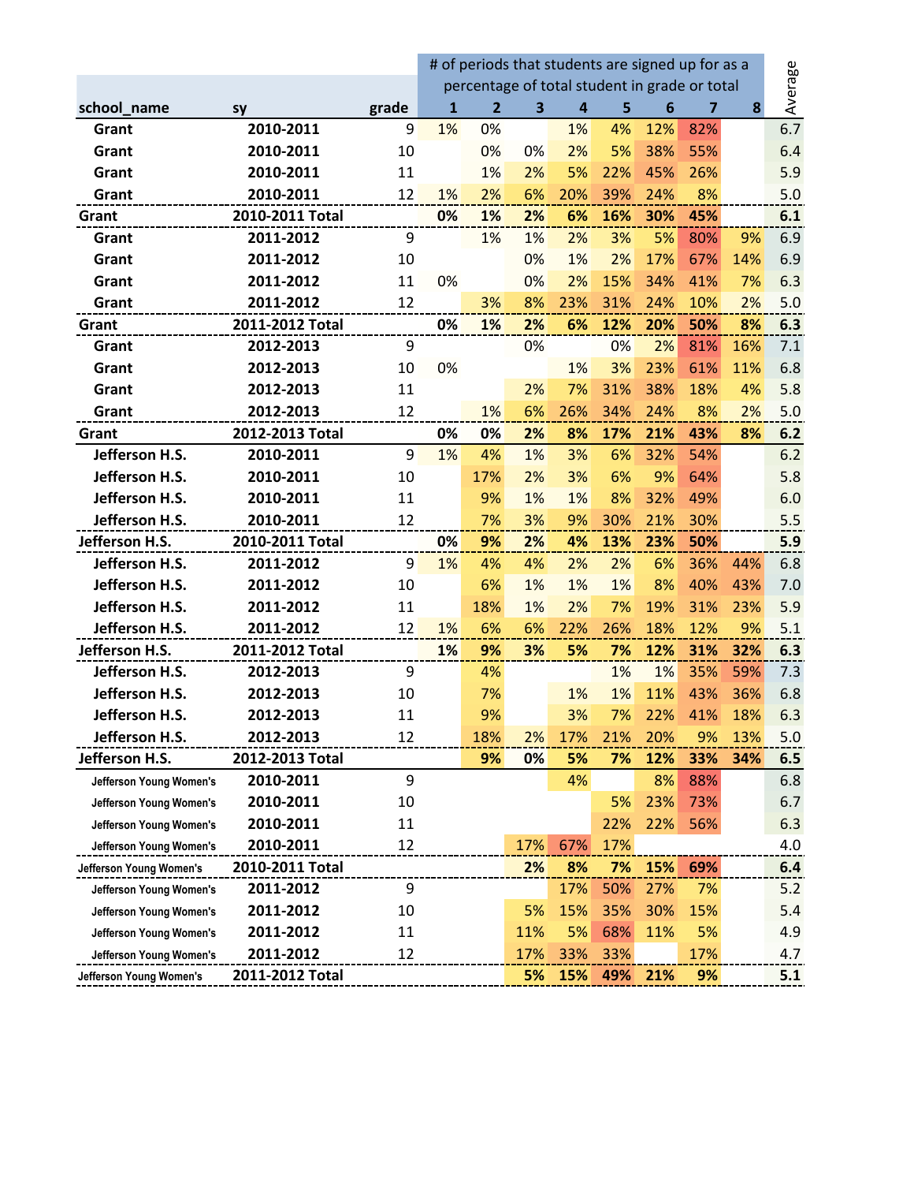| school_name | sy | grade | # of periods that students are signed up for as a percentage of total student in grade or total | | | | | | | | Average |
|---|---|---|---|---|---|---|---|---|---|---|---|
| | | | 1 | 2 | 3 | 4 | 5 | 6 | 7 | 8 | |
| Grant | 2010-2011 | 9 | 1% | 0% | | 1% | 4% | 12% | 82% | | 6.7 |
| Grant | 2010-2011 | 10 | | 0% | 0% | 2% | 5% | 38% | 55% | | 6.4 |
| Grant | 2010-2011 | 11 | | 1% | 2% | 5% | 22% | 45% | 26% | | 5.9 |
| Grant | 2010-2011 | 12 | 1% | 2% | 6% | 20% | 39% | 24% | 8% | | 5.0 |
| **Grant** | **2010-2011 Total** | | **0%** | **1%** | **2%** | **6%** | **16%** | **30%** | **45%** | | **6.1** |
| Grant | 2011-2012 | 9 | | 1% | 1% | 2% | 3% | 5% | 80% | 9% | 6.9 |
| Grant | 2011-2012 | 10 | | | 0% | 1% | 2% | 17% | 67% | 14% | 6.9 |
| Grant | 2011-2012 | 11 | 0% | | 0% | 2% | 15% | 34% | 41% | 7% | 6.3 |
| Grant | 2011-2012 | 12 | | 3% | 8% | 23% | 31% | 24% | 10% | 2% | 5.0 |
| **Grant** | **2011-2012 Total** | | **0%** | **1%** | **2%** | **6%** | **12%** | **20%** | **50%** | **8%** | **6.3** |
| Grant | 2012-2013 | 9 | | | 0% | | 0% | 2% | 81% | 16% | 7.1 |
| Grant | 2012-2013 | 10 | 0% | | | 1% | 3% | 23% | 61% | 11% | 6.8 |
| Grant | 2012-2013 | 11 | | | 2% | 7% | 31% | 38% | 18% | 4% | 5.8 |
| Grant | 2012-2013 | 12 | | 1% | 6% | 26% | 34% | 24% | 8% | 2% | 5.0 |
| **Grant** | **2012-2013 Total** | | **0%** | **0%** | **2%** | **8%** | **17%** | **21%** | **43%** | **8%** | **6.2** |
| Jefferson H.S. | 2010-2011 | 9 | 1% | 4% | 1% | 3% | 6% | 32% | 54% | | 6.2 |
| Jefferson H.S. | 2010-2011 | 10 | | 17% | 2% | 3% | 6% | 9% | 64% | | 5.8 |
| Jefferson H.S. | 2010-2011 | 11 | | 9% | 1% | 1% | 8% | 32% | 49% | | 6.0 |
| Jefferson H.S. | 2010-2011 | 12 | | 7% | 3% | 9% | 30% | 21% | 30% | | 5.5 |
| **Jefferson H.S.** | **2010-2011 Total** | | **0%** | **9%** | **2%** | **4%** | **13%** | **23%** | **50%** | | **5.9** |
| Jefferson H.S. | 2011-2012 | 9 | 1% | 4% | 4% | 2% | 2% | 6% | 36% | 44% | 6.8 |
| Jefferson H.S. | 2011-2012 | 10 | | 6% | 1% | 1% | 1% | 8% | 40% | 43% | 7.0 |
| Jefferson H.S. | 2011-2012 | 11 | | 18% | 1% | 2% | 7% | 19% | 31% | 23% | 5.9 |
| Jefferson H.S. | 2011-2012 | 12 | 1% | 6% | 6% | 22% | 26% | 18% | 12% | 9% | 5.1 |
| **Jefferson H.S.** | **2011-2012 Total** | | **1%** | **9%** | **3%** | **5%** | **7%** | **12%** | **31%** | **32%** | **6.3** |
| Jefferson H.S. | 2012-2013 | 9 | | 4% | | | 1% | 1% | 35% | 59% | 7.3 |
| Jefferson H.S. | 2012-2013 | 10 | | 7% | | 1% | 1% | 11% | 43% | 36% | 6.8 |
| Jefferson H.S. | 2012-2013 | 11 | | 9% | | 3% | 7% | 22% | 41% | 18% | 6.3 |
| Jefferson H.S. | 2012-2013 | 12 | | 18% | 2% | 17% | 21% | 20% | 9% | 13% | 5.0 |
| **Jefferson H.S.** | **2012-2013 Total** | | | **9%** | **0%** | **5%** | **7%** | **12%** | **33%** | **34%** | **6.5** |
| Jefferson Young Women's | 2010-2011 | 9 | | | | 4% | | 8% | 88% | | 6.8 |
| Jefferson Young Women's | 2010-2011 | 10 | | | | | 5% | 23% | 73% | | 6.7 |
| Jefferson Young Women's | 2010-2011 | 11 | | | | | 22% | 22% | 56% | | 6.3 |
| Jefferson Young Women's | 2010-2011 | 12 | | | 17% | 67% | 17% | | | | 4.0 |
| **Jefferson Young Women's** | **2010-2011 Total** | | | | **2%** | **8%** | **7%** | **15%** | **69%** | | **6.4** |
| Jefferson Young Women's | 2011-2012 | 9 | | | | 17% | 50% | 27% | 7% | | 5.2 |
| Jefferson Young Women's | 2011-2012 | 10 | | | 5% | 15% | 35% | 30% | 15% | | 5.4 |
| Jefferson Young Women's | 2011-2012 | 11 | | | 11% | 5% | 68% | 11% | 5% | | 4.9 |
| Jefferson Young Women's | 2011-2012 | 12 | | | 17% | 33% | 33% | | 17% | | 4.7 |
| **Jefferson Young Women's** | **2011-2012 Total** | | | | **5%** | **15%** | **49%** | **21%** | **9%** | | **5.1** |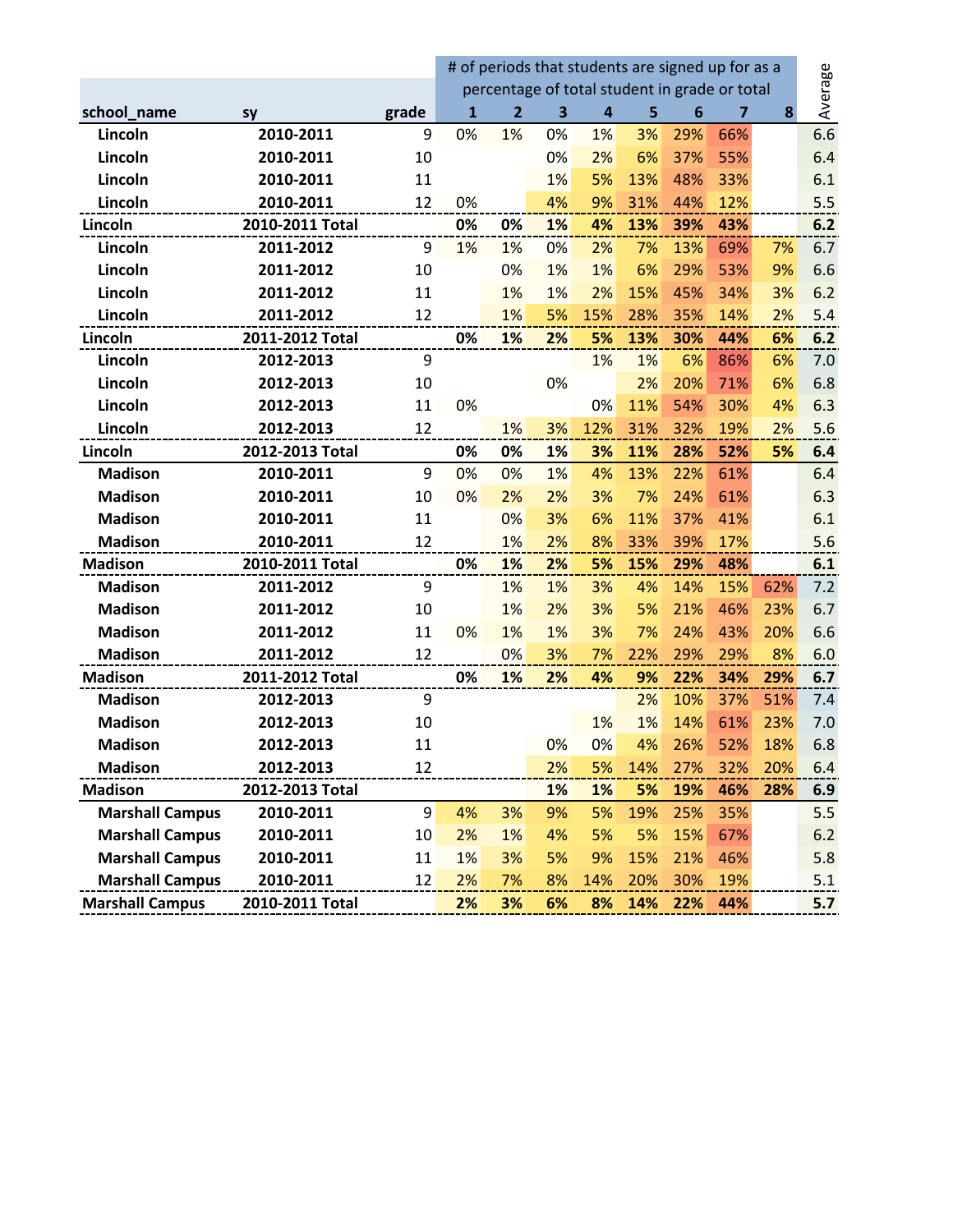| school_name | sy | grade | # of periods that students are signed up for as a percentage of total student in grade or total | | | | | | | | Average |
|---|---|---|---|---|---|---|---|---|---|---|---|
| | | | 1 | 2 | 3 | 4 | 5 | 6 | 7 | 8 | |
| Lincoln | 2010-2011 | 9 | 0% | 1% | 0% | 1% | 3% | 29% | 66% | | 6.6 |
| Lincoln | 2010-2011 | 10 | | | 0% | 2% | 6% | 37% | 55% | | 6.4 |
| Lincoln | 2010-2011 | 11 | | | 1% | 5% | 13% | 48% | 33% | | 6.1 |
| Lincoln | 2010-2011 | 12 | 0% | | 4% | 9% | 31% | 44% | 12% | | 5.5 |
| **Lincoln** | **2010-2011 Total** | | **0%** | **0%** | **1%** | **4%** | **13%** | **39%** | **43%** | | **6.2** |
| Lincoln | 2011-2012 | 9 | 1% | 1% | 0% | 2% | 7% | 13% | 69% | 7% | 6.7 |
| Lincoln | 2011-2012 | 10 | | 0% | 1% | 1% | 6% | 29% | 53% | 9% | 6.6 |
| Lincoln | 2011-2012 | 11 | | 1% | 1% | 2% | 15% | 45% | 34% | 3% | 6.2 |
| Lincoln | 2011-2012 | 12 | | 1% | 5% | 15% | 28% | 35% | 14% | 2% | 5.4 |
| **Lincoln** | **2011-2012 Total** | | **0%** | **1%** | **2%** | **5%** | **13%** | **30%** | **44%** | **6%** | **6.2** |
| Lincoln | 2012-2013 | 9 | | | | 1% | 1% | 6% | 86% | 6% | 7.0 |
| Lincoln | 2012-2013 | 10 | | | 0% | | 2% | 20% | 71% | 6% | 6.8 |
| Lincoln | 2012-2013 | 11 | 0% | | | 0% | 11% | 54% | 30% | 4% | 6.3 |
| Lincoln | 2012-2013 | 12 | | 1% | 3% | 12% | 31% | 32% | 19% | 2% | 5.6 |
| **Lincoln** | **2012-2013 Total** | | **0%** | **0%** | **1%** | **3%** | **11%** | **28%** | **52%** | **5%** | **6.4** |
| Madison | 2010-2011 | 9 | 0% | 0% | 1% | 4% | 13% | 22% | 61% | | 6.4 |
| Madison | 2010-2011 | 10 | 0% | 2% | 2% | 3% | 7% | 24% | 61% | | 6.3 |
| Madison | 2010-2011 | 11 | | 0% | 3% | 6% | 11% | 37% | 41% | | 6.1 |
| Madison | 2010-2011 | 12 | | 1% | 2% | 8% | 33% | 39% | 17% | | 5.6 |
| **Madison** | **2010-2011 Total** | | **0%** | **1%** | **2%** | **5%** | **15%** | **29%** | **48%** | | **6.1** |
| Madison | 2011-2012 | 9 | | 1% | 1% | 3% | 4% | 14% | 15% | 62% | 7.2 |
| Madison | 2011-2012 | 10 | | 1% | 2% | 3% | 5% | 21% | 46% | 23% | 6.7 |
| Madison | 2011-2012 | 11 | 0% | 1% | 1% | 3% | 7% | 24% | 43% | 20% | 6.6 |
| Madison | 2011-2012 | 12 | | 0% | 3% | 7% | 22% | 29% | 29% | 8% | 6.0 |
| **Madison** | **2011-2012 Total** | | **0%** | **1%** | **2%** | **4%** | **9%** | **22%** | **34%** | **29%** | **6.7** |
| Madison | 2012-2013 | 9 | | | | | 2% | 10% | 37% | 51% | 7.4 |
| Madison | 2012-2013 | 10 | | | | 1% | 1% | 14% | 61% | 23% | 7.0 |
| Madison | 2012-2013 | 11 | | | 0% | 0% | 4% | 26% | 52% | 18% | 6.8 |
| Madison | 2012-2013 | 12 | | | 2% | 5% | 14% | 27% | 32% | 20% | 6.4 |
| **Madison** | **2012-2013 Total** | | | | **1%** | **1%** | **5%** | **19%** | **46%** | **28%** | **6.9** |
| Marshall Campus | 2010-2011 | 9 | 4% | 3% | 9% | 5% | 19% | 25% | 35% | | 5.5 |
| Marshall Campus | 2010-2011 | 10 | 2% | 1% | 4% | 5% | 5% | 15% | 67% | | 6.2 |
| Marshall Campus | 2010-2011 | 11 | 1% | 3% | 5% | 9% | 15% | 21% | 46% | | 5.8 |
| Marshall Campus | 2010-2011 | 12 | 2% | 7% | 8% | 14% | 20% | 30% | 19% | | 5.1 |
| **Marshall Campus** | **2010-2011 Total** | | **2%** | **3%** | **6%** | **8%** | **14%** | **22%** | **44%** | | **5.7** |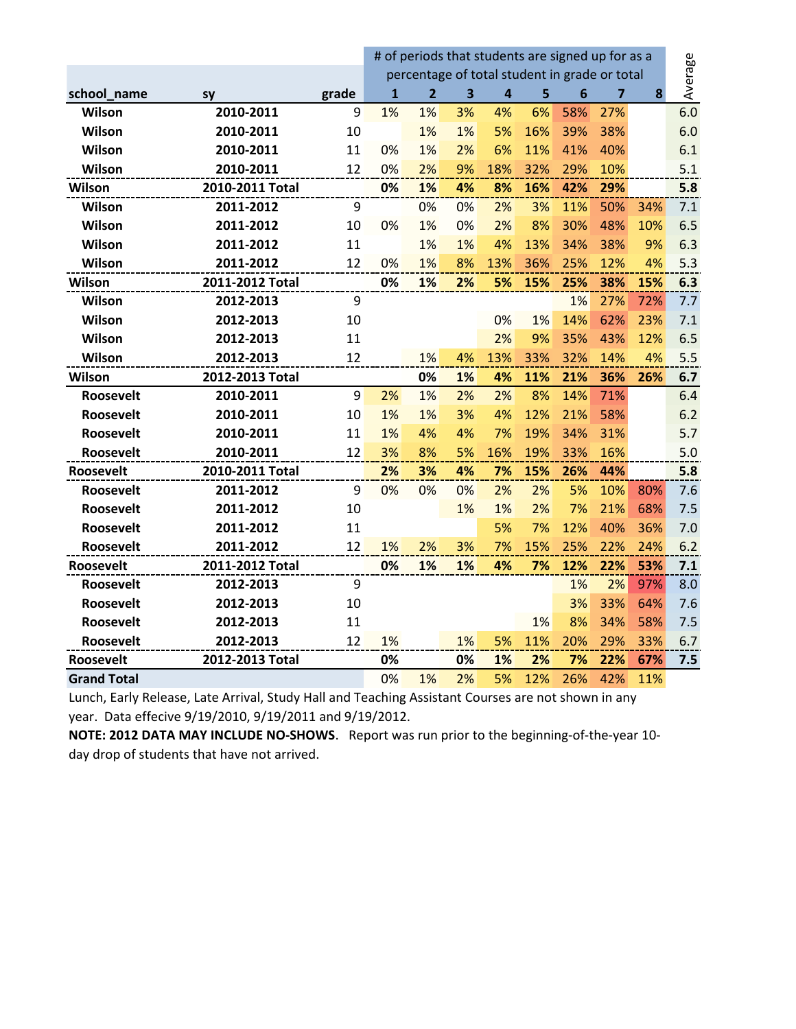| school_name | sy | grade | # of periods that students are signed up for as a percentage of total student in grade or total | | | | | | | | Average |
|---|---|---|---|---|---|---|---|---|---|---|---|
| | | | 1 | 2 | 3 | 4 | 5 | 6 | 7 | 8 | |
| Wilson | 2010-2011 | 9 | 1% | 1% | 3% | 4% | 6% | 58% | 27% | | 6.0 |
| Wilson | 2010-2011 | 10 | | 1% | 1% | 5% | 16% | 39% | 38% | | 6.0 |
| Wilson | 2010-2011 | 11 | 0% | 1% | 2% | 6% | 11% | 41% | 40% | | 6.1 |
| Wilson | 2010-2011 | 12 | 0% | 2% | 9% | 18% | 32% | 29% | 10% | | 5.1 |
| **Wilson** | **2010-2011 Total** | | **0%** | **1%** | **4%** | **8%** | **16%** | **42%** | **29%** | | **5.8** |
| Wilson | 2011-2012 | 9 | | 0% | 0% | 2% | 3% | 11% | 50% | 34% | 7.1 |
| Wilson | 2011-2012 | 10 | 0% | 1% | 0% | 2% | 8% | 30% | 48% | 10% | 6.5 |
| Wilson | 2011-2012 | 11 | | 1% | 1% | 4% | 13% | 34% | 38% | 9% | 6.3 |
| Wilson | 2011-2012 | 12 | 0% | 1% | 8% | 13% | 36% | 25% | 12% | 4% | 5.3 |
| **Wilson** | **2011-2012 Total** | | **0%** | **1%** | **2%** | **5%** | **15%** | **25%** | **38%** | **15%** | **6.3** |
| Wilson | 2012-2013 | 9 | | | | | | 1% | 27% | 72% | 7.7 |
| Wilson | 2012-2013 | 10 | | | | 0% | 1% | 14% | 62% | 23% | 7.1 |
| Wilson | 2012-2013 | 11 | | | | 2% | 9% | 35% | 43% | 12% | 6.5 |
| Wilson | 2012-2013 | 12 | | 1% | 4% | 13% | 33% | 32% | 14% | 4% | 5.5 |
| **Wilson** | **2012-2013 Total** | | | **0%** | **1%** | **4%** | **11%** | **21%** | **36%** | **26%** | **6.7** |
| Roosevelt | 2010-2011 | 9 | 2% | 1% | 2% | 2% | 8% | 14% | 71% | | 6.4 |
| Roosevelt | 2010-2011 | 10 | 1% | 1% | 3% | 4% | 12% | 21% | 58% | | 6.2 |
| Roosevelt | 2010-2011 | 11 | 1% | 4% | 4% | 7% | 19% | 34% | 31% | | 5.7 |
| Roosevelt | 2010-2011 | 12 | 3% | 8% | 5% | 16% | 19% | 33% | 16% | | 5.0 |
| **Roosevelt** | **2010-2011 Total** | | **2%** | **3%** | **4%** | **7%** | **15%** | **26%** | **44%** | | **5.8** |
| Roosevelt | 2011-2012 | 9 | 0% | 0% | 0% | 2% | 2% | 5% | 10% | 80% | 7.6 |
| Roosevelt | 2011-2012 | 10 | | | 1% | 1% | 2% | 7% | 21% | 68% | 7.5 |
| Roosevelt | 2011-2012 | 11 | | | | 5% | 7% | 12% | 40% | 36% | 7.0 |
| Roosevelt | 2011-2012 | 12 | 1% | 2% | 3% | 7% | 15% | 25% | 22% | 24% | 6.2 |
| **Roosevelt** | **2011-2012 Total** | | **0%** | **1%** | **1%** | **4%** | **7%** | **12%** | **22%** | **53%** | **7.1** |
| Roosevelt | 2012-2013 | 9 | | | | | | 1% | 2% | 97% | 8.0 |
| Roosevelt | 2012-2013 | 10 | | | | | | 3% | 33% | 64% | 7.6 |
| Roosevelt | 2012-2013 | 11 | | | | | 1% | 8% | 34% | 58% | 7.5 |
| Roosevelt | 2012-2013 | 12 | 1% | | 1% | 5% | 11% | 20% | 29% | 33% | 6.7 |
| **Roosevelt** | **2012-2013 Total** | | **0%** | | **0%** | **1%** | **2%** | **7%** | **22%** | **67%** | **7.5** |
| **Grand Total** | | | 0% | 1% | 2% | 5% | 12% | 26% | 42% | 11% | |

Lunch, Early Release, Late Arrival, Study Hall and Teaching Assistant Courses are not shown in any year. Data effecive 9/19/2010, 9/19/2011 and 9/19/2012.

**NOTE: 2012 DATA MAY INCLUDE NO-SHOWS**. Report was run prior to the beginning-of-the-year 10-day drop of students that have not arrived.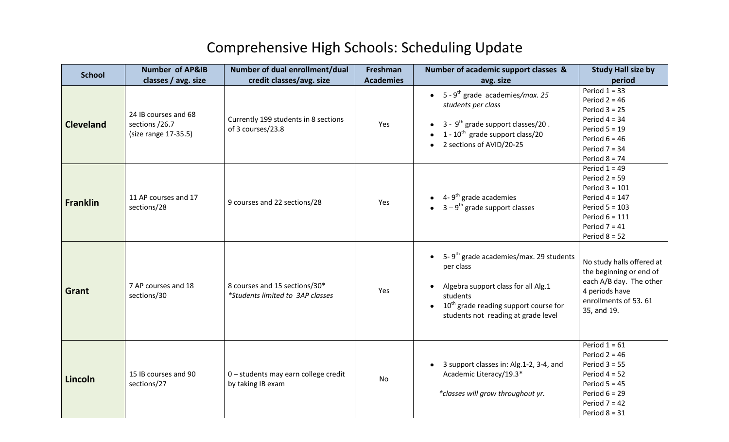# Comprehensive High Schools: Scheduling Update

| School | Number of AP&IB classes / avg. size | Number of dual enrollment/dual credit classes/avg. size | Freshman Academies | Number of academic support classes & avg. size | Study Hall size by period |
|---|---|---|---|---|---|
| **Cleveland** | 24 IB courses and 68 sections /26.7 (size range 17-35.5) | Currently 199 students in 8 sections of 3 courses/23.8 | Yes | • 5 - 9th grade academies/*max. 25 students per class*<br>• 3 - 9th grade support classes/20 .<br>• 1 - 10th grade support class/20<br>• 2 sections of AVID/20-25 | Period 1 = 33<br>Period 2 = 46<br>Period 3 = 25<br>Period 4 = 34<br>Period 5 = 19<br>Period 6 = 46<br>Period 7 = 34<br>Period 8 = 74 |
| **Franklin** | 11 AP courses and 17 sections/28 | 9 courses and 22 sections/28 | Yes | • 4- 9th grade academies<br>• 3 – 9th grade support classes | Period 1 = 49<br>Period 2 = 59<br>Period 3 = 101<br>Period 4 = 147<br>Period 5 = 103<br>Period 6 = 111<br>Period 7 = 41<br>Period 8 = 52 |
| **Grant** | 7 AP courses and 18 sections/30 | 8 courses and 15 sections/30*<br>*\*Students limited to 3AP classes* | Yes | • 5- 9th grade academies/max. 29 students per class<br>• Algebra support class for all Alg.1 students<br>• 10th grade reading support course for students not reading at grade level | No study halls offered at the beginning or end of each A/B day. The other 4 periods have enrollments of 53. 61 35, and 19. |
| **Lincoln** | 15 IB courses and 90 sections/27 | 0 – students may earn college credit by taking IB exam | No | • 3 support classes in: Alg.1-2, 3-4, and Academic Literacy/19.3*<br>*\*classes will grow throughout yr.* | Period 1 = 61<br>Period 2 = 46<br>Period 3 = 55<br>Period 4 = 52<br>Period 5 = 45<br>Period 6 = 29<br>Period 7 = 42<br>Period 8 = 31 |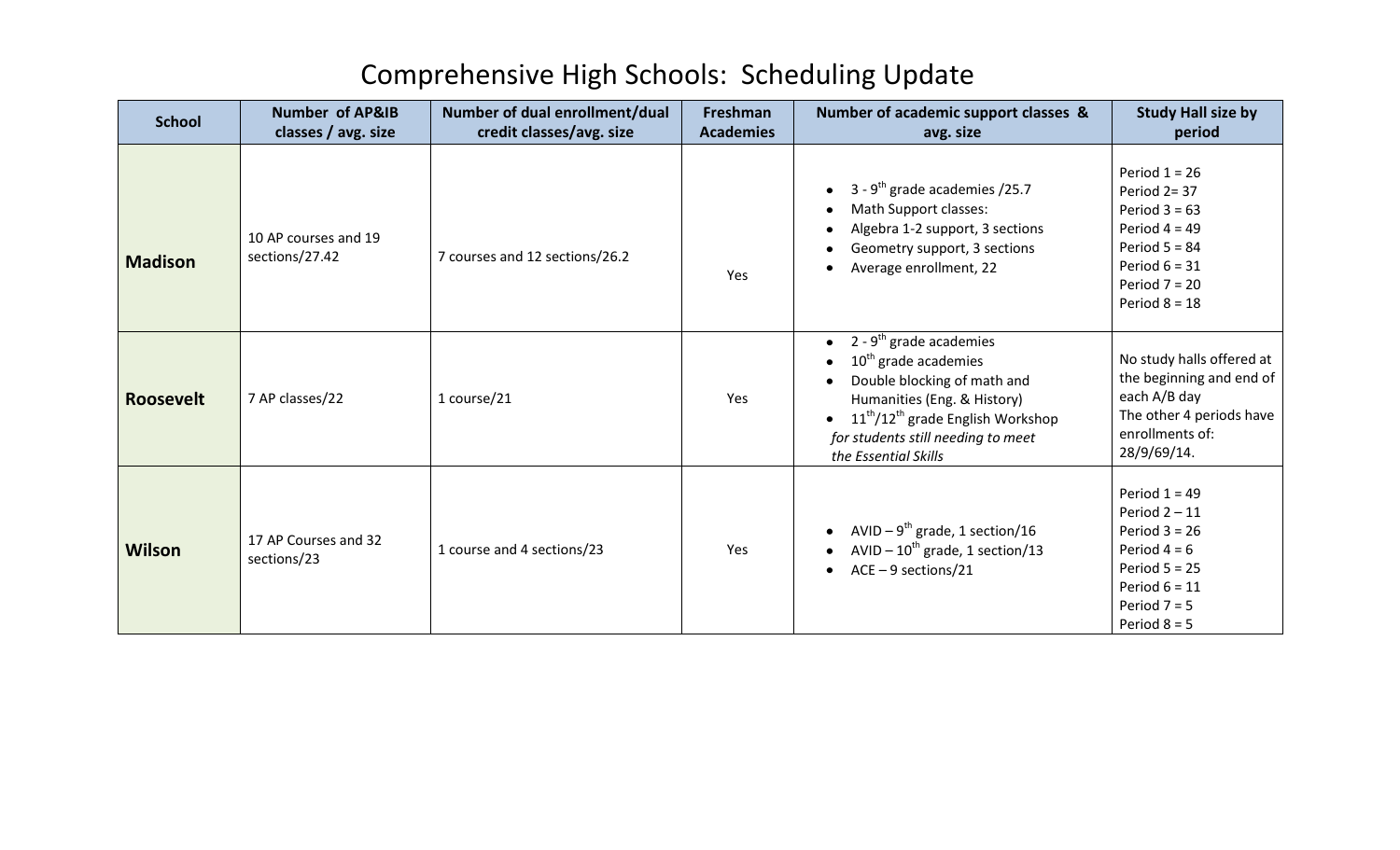# Comprehensive High Schools: Scheduling Update

| School | Number of AP&IB classes / avg. size | Number of dual enrollment/dual credit classes/avg. size | Freshman Academies | Number of academic support classes & avg. size | Study Hall size by period |
|---|---|---|---|---|---|
| **Madison** | 10 AP courses and 19 sections/27.42 | 7 courses and 12 sections/26.2 | Yes | • 3 - 9th grade academies /25.7<br>• Math Support classes:<br>• Algebra 1-2 support, 3 sections<br>• Geometry support, 3 sections<br>• Average enrollment, 22 | Period 1 = 26<br>Period 2= 37<br>Period 3 = 63<br>Period 4 = 49<br>Period 5 = 84<br>Period 6 = 31<br>Period 7 = 20<br>Period 8 = 18 |
| **Roosevelt** | 7 AP classes/22 | 1 course/21 | Yes | • 2 - 9th grade academies<br>• 10th grade academies<br>• Double blocking of math and Humanities (Eng. & History)<br>• 11th/12th grade English Workshop *for students still needing to meet the Essential Skills* | No study halls offered at the beginning and end of each A/B day<br>The other 4 periods have enrollments of: 28/9/69/14. |
| **Wilson** | 17 AP Courses and 32 sections/23 | 1 course and 4 sections/23 | Yes | • AVID – 9th grade, 1 section/16<br>• AVID – 10th grade, 1 section/13<br>• ACE – 9 sections/21 | Period 1 = 49<br>Period 2 – 11<br>Period 3 = 26<br>Period 4 = 6<br>Period 5 = 25<br>Period 6 = 11<br>Period 7 = 5<br>Period 8 = 5 |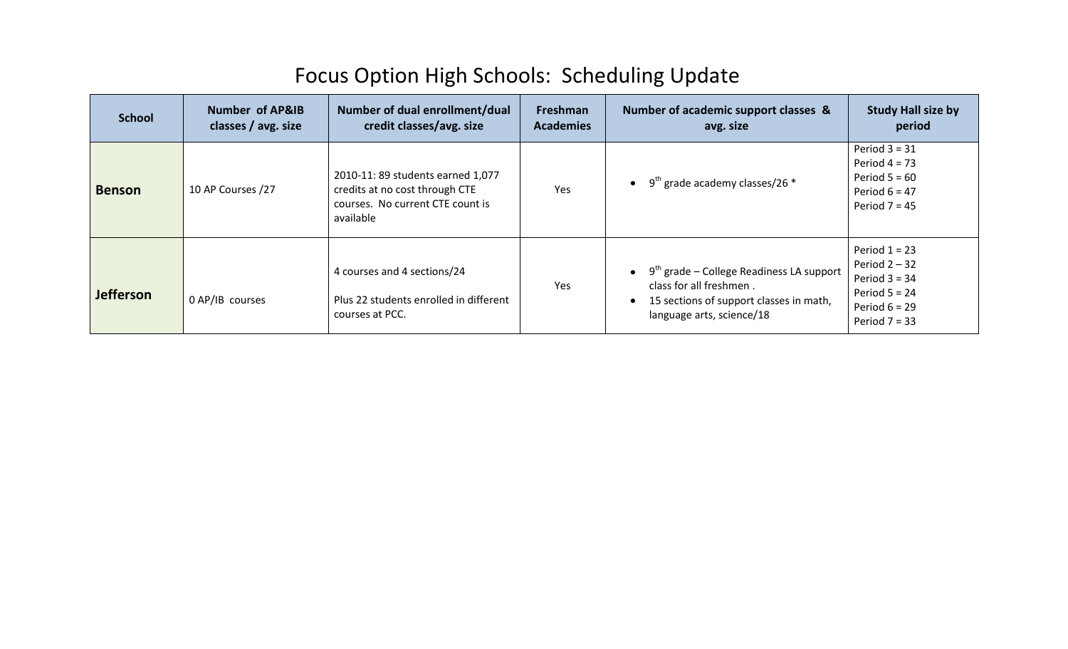# Focus Option High Schools: Scheduling Update

| School | Number of AP&IB classes / avg. size | Number of dual enrollment/dual credit classes/avg. size | Freshman Academies | Number of academic support classes & avg. size | Study Hall size by period |
|---|---|---|---|---|---|
| **Benson** | 10 AP Courses /27 | 2010-11: 89 students earned 1,077 credits at no cost through CTE courses. No current CTE count is available | Yes | • $9^{th}$ grade academy classes/26 * | Period 3 = 31<br>Period 4 = 73<br>Period 5 = 60<br>Period 6 = 47<br>Period 7 = 45 |
| **Jefferson** | 0 AP/IB courses | 4 courses and 4 sections/24<br><br>Plus 22 students enrolled in different courses at PCC. | Yes | • $9^{th}$ grade – College Readiness LA support class for all freshmen .<br>• 15 sections of support classes in math, language arts, science/18 | Period 1 = 23<br>Period 2 – 32<br>Period 3 = 34<br>Period 5 = 24<br>Period 6 = 29<br>Period 7 = 33 |